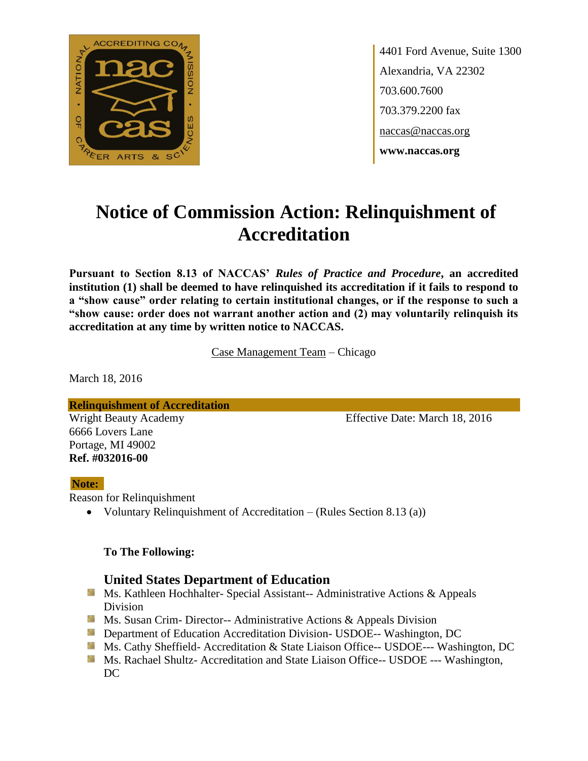4401 Ford Avenue, Suite 1300
Alexandria, VA 22302
703.600.7600
703.379.2200 fax
naccas@naccas.org
**www.naccas.org**

# Notice of Commission Action: Relinquishment of Accreditation

**Pursuant to Section 8.13 of NACCAS' *Rules of Practice and Procedure*, an accredited institution (1) shall be deemed to have relinquished its accreditation if it fails to respond to a "show cause" order relating to certain institutional changes, or if the response to such a "show cause: order does not warrant another action and (2) may voluntarily relinquish its accreditation at any time by written notice to NACCAS.**

Case Management Team – Chicago

March 18, 2016

**Relinquishment of Accreditation**

Wright Beauty Academy
6666 Lovers Lane
Portage, MI 49002
**Ref. #032016-00**

Effective Date: March 18, 2016

**Note:**

Reason for Relinquishment

- Voluntary Relinquishment of Accreditation – (Rules Section 8.13 (a))

**To The Following:**

### United States Department of Education

- Ms. Kathleen Hochhalter- Special Assistant-- Administrative Actions & Appeals Division
- Ms. Susan Crim- Director-- Administrative Actions & Appeals Division
- Department of Education Accreditation Division- USDOE-- Washington, DC
- Ms. Cathy Sheffield- Accreditation & State Liaison Office-- USDOE--- Washington, DC
- Ms. Rachael Shultz- Accreditation and State Liaison Office-- USDOE --- Washington, DC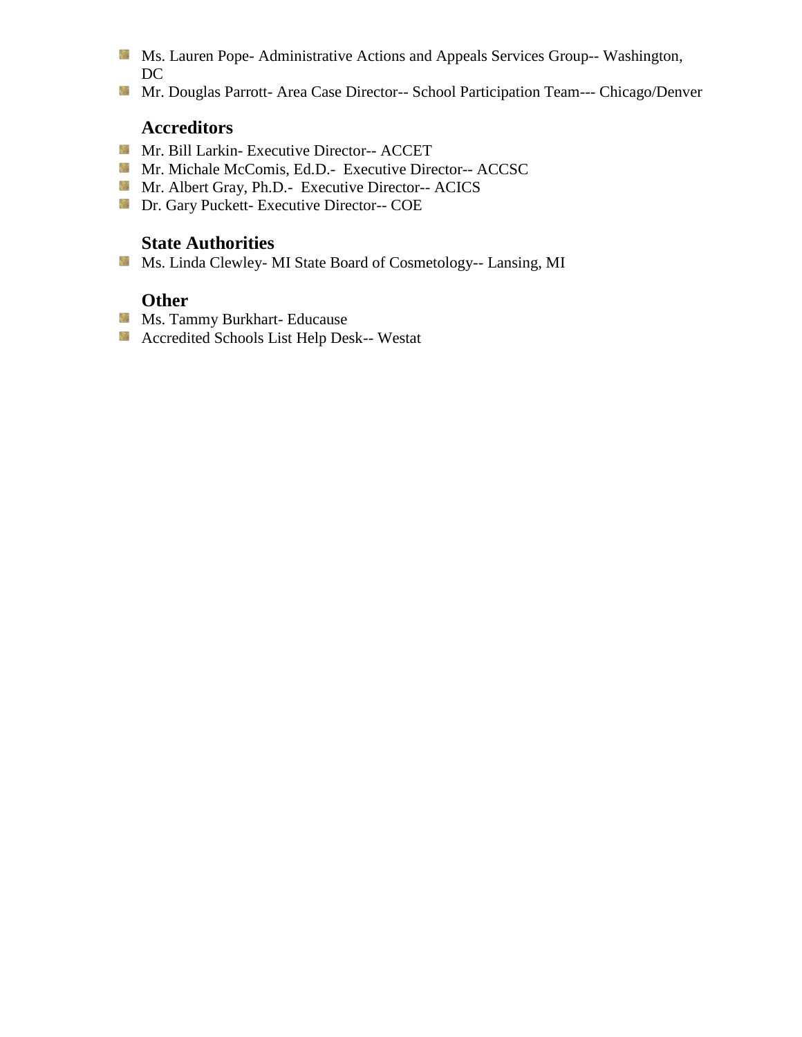- Ms. Lauren Pope- Administrative Actions and Appeals Services Group-- Washington, DC
- Mr. Douglas Parrott- Area Case Director-- School Participation Team--- Chicago/Denver

### Accreditors

- Mr. Bill Larkin- Executive Director-- ACCET
- Mr. Michale McComis, Ed.D.- Executive Director-- ACCSC
- Mr. Albert Gray, Ph.D.- Executive Director-- ACICS
- Dr. Gary Puckett- Executive Director-- COE

### State Authorities

- Ms. Linda Clewley- MI State Board of Cosmetology-- Lansing, MI

### Other

- Ms. Tammy Burkhart- Educause
- Accredited Schools List Help Desk-- Westat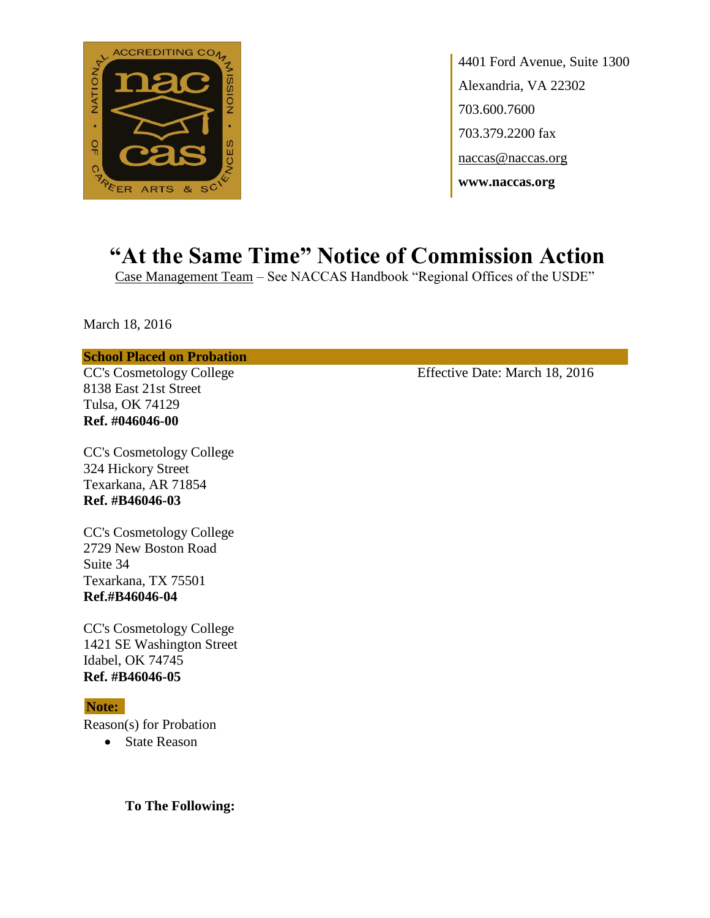4401 Ford Avenue, Suite 1300
Alexandria, VA 22302
703.600.7600
703.379.2200 fax
naccas@naccas.org
**www.naccas.org**

# "At the Same Time" Notice of Commission Action

Case Management Team – See NACCAS Handbook "Regional Offices of the USDE"

March 18, 2016

**School Placed on Probation**

CC's Cosmetology College
8138 East 21st Street
Tulsa, OK 74129
**Ref. #046046-00**

Effective Date: March 18, 2016

CC's Cosmetology College
324 Hickory Street
Texarkana, AR 71854
**Ref. #B46046-03**

CC's Cosmetology College
2729 New Boston Road
Suite 34
Texarkana, TX 75501
**Ref.#B46046-04**

CC's Cosmetology College
1421 SE Washington Street
Idabel, OK 74745
**Ref. #B46046-05**

**Note:**

Reason(s) for Probation

- State Reason

**To The Following:**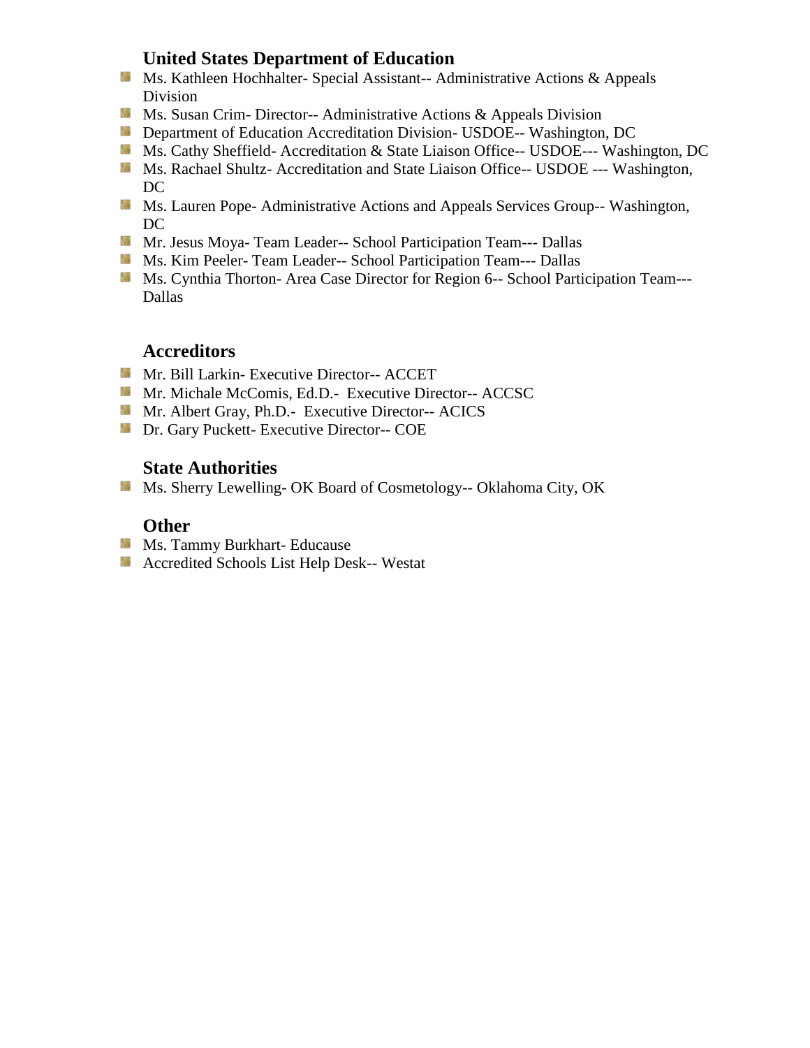## United States Department of Education

- Ms. Kathleen Hochhalter- Special Assistant-- Administrative Actions & Appeals Division
- Ms. Susan Crim- Director-- Administrative Actions & Appeals Division
- Department of Education Accreditation Division- USDOE-- Washington, DC
- Ms. Cathy Sheffield- Accreditation & State Liaison Office-- USDOE--- Washington, DC
- Ms. Rachael Shultz- Accreditation and State Liaison Office-- USDOE --- Washington, DC
- Ms. Lauren Pope- Administrative Actions and Appeals Services Group-- Washington, DC
- Mr. Jesus Moya- Team Leader-- School Participation Team--- Dallas
- Ms. Kim Peeler- Team Leader-- School Participation Team--- Dallas
- Ms. Cynthia Thorton- Area Case Director for Region 6-- School Participation Team--- Dallas

## Accreditors

- Mr. Bill Larkin- Executive Director-- ACCET
- Mr. Michale McComis, Ed.D.- Executive Director-- ACCSC
- Mr. Albert Gray, Ph.D.- Executive Director-- ACICS
- Dr. Gary Puckett- Executive Director-- COE

## State Authorities

- Ms. Sherry Lewelling- OK Board of Cosmetology-- Oklahoma City, OK

## Other

- Ms. Tammy Burkhart- Educause
- Accredited Schools List Help Desk-- Westat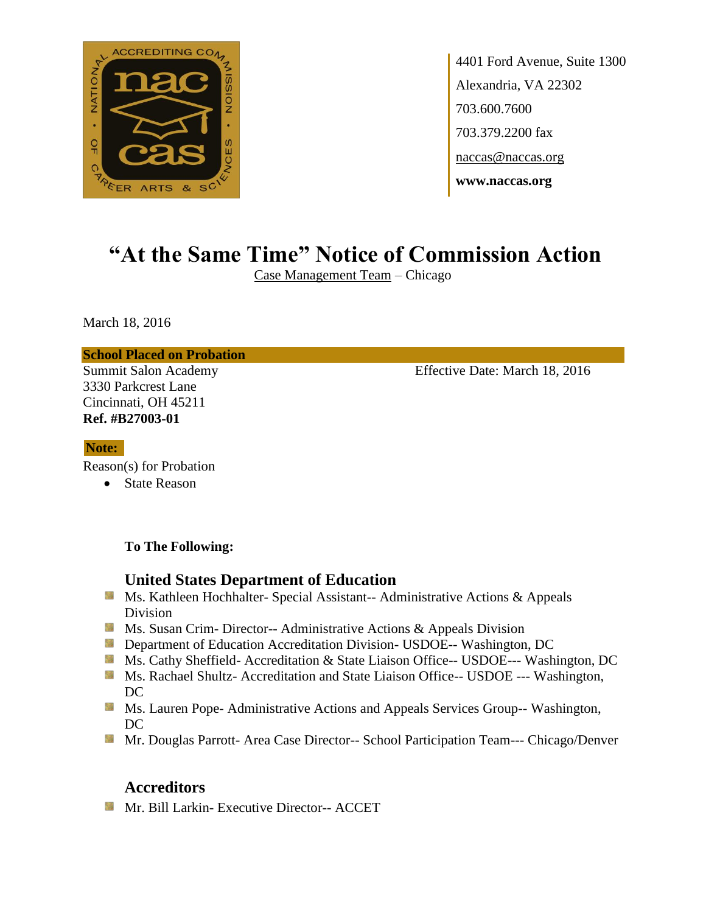4401 Ford Avenue, Suite 1300
Alexandria, VA 22302
703.600.7600
703.379.2200 fax
naccas@naccas.org
**www.naccas.org**

# "At the Same Time" Notice of Commission Action

Case Management Team – Chicago

March 18, 2016

**School Placed on Probation**

Summit Salon Academy
3330 Parkcrest Lane
Cincinnati, OH 45211
**Ref. #B27003-01**

Effective Date: March 18, 2016

**Note:**

Reason(s) for Probation

- State Reason

**To The Following:**

## United States Department of Education

- Ms. Kathleen Hochhalter- Special Assistant-- Administrative Actions & Appeals Division
- Ms. Susan Crim- Director-- Administrative Actions & Appeals Division
- Department of Education Accreditation Division- USDOE-- Washington, DC
- Ms. Cathy Sheffield- Accreditation & State Liaison Office-- USDOE--- Washington, DC
- Ms. Rachael Shultz- Accreditation and State Liaison Office-- USDOE --- Washington, DC
- Ms. Lauren Pope- Administrative Actions and Appeals Services Group-- Washington, DC
- Mr. Douglas Parrott- Area Case Director-- School Participation Team--- Chicago/Denver

## Accreditors

- Mr. Bill Larkin- Executive Director-- ACCET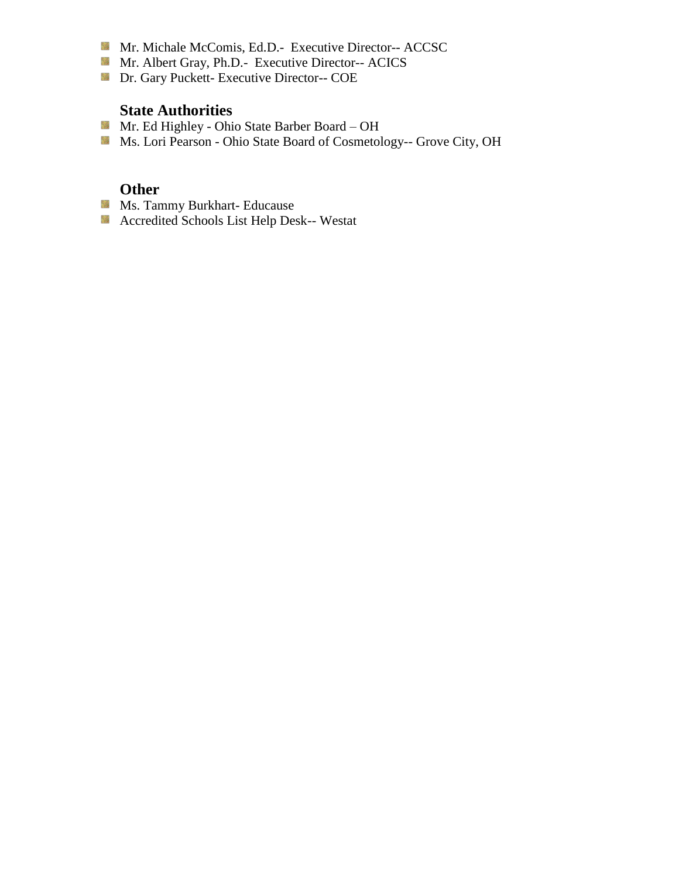- Mr. Michale McComis, Ed.D.- Executive Director-- ACCSC
- Mr. Albert Gray, Ph.D.- Executive Director-- ACICS
- Dr. Gary Puckett- Executive Director-- COE

### State Authorities

- Mr. Ed Highley - Ohio State Barber Board – OH
- Ms. Lori Pearson - Ohio State Board of Cosmetology-- Grove City, OH

### Other

- Ms. Tammy Burkhart- Educause
- Accredited Schools List Help Desk-- Westat